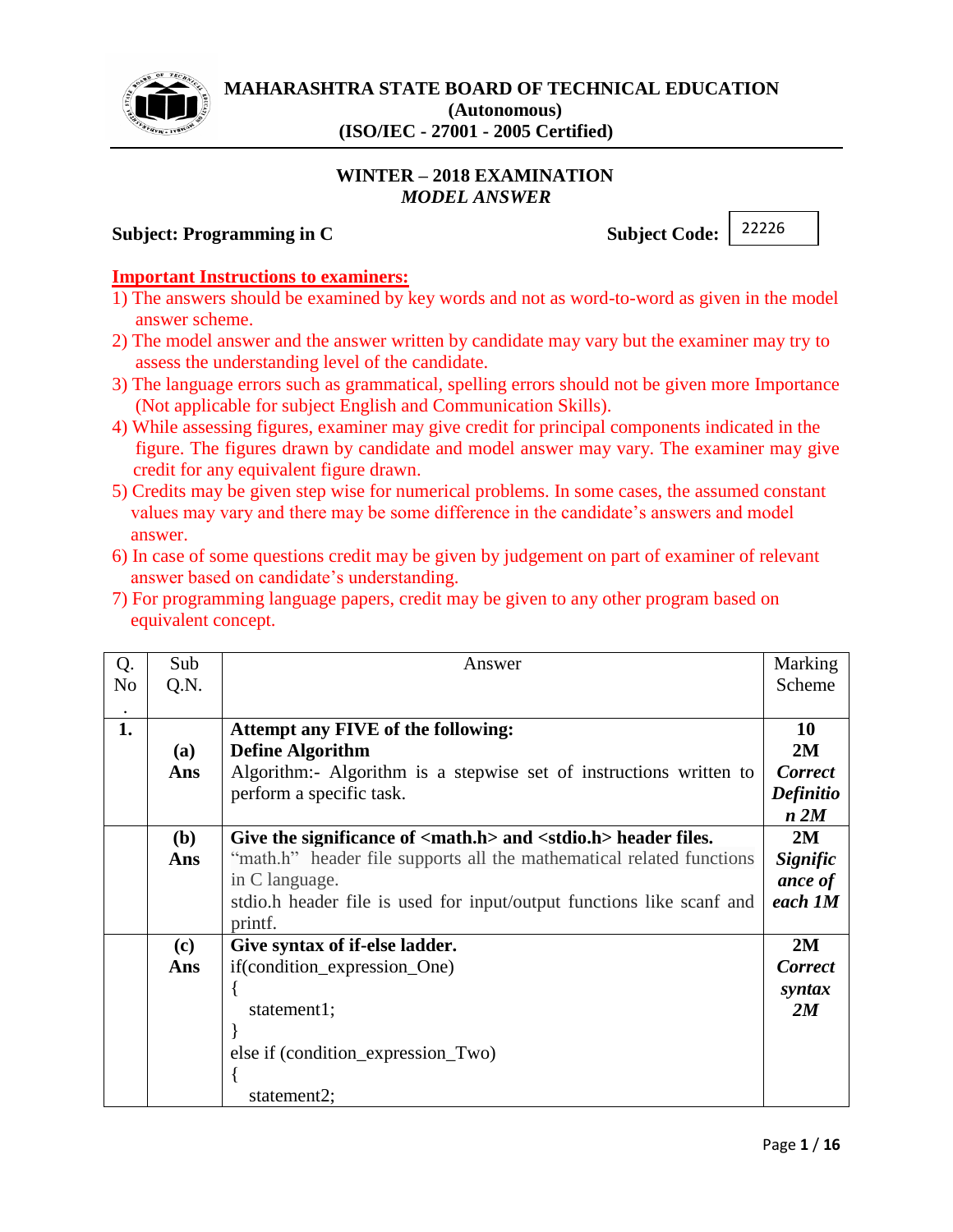# MAHARASHTRA STATE BOARD OF TECHNICAL EDUCATION
**(Autonomous)**
**(ISO/IEC - 27001 - 2005 Certified)**

**WINTER – 2018 EXAMINATION**
***MODEL ANSWER***

**Subject: Programming in C** **Subject Code:** 22226

**Important Instructions to examiners:**

1) The answers should be examined by key words and not as word-to-word as given in the model answer scheme.
2) The model answer and the answer written by candidate may vary but the examiner may try to assess the understanding level of the candidate.
3) The language errors such as grammatical, spelling errors should not be given more Importance (Not applicable for subject English and Communication Skills).
4) While assessing figures, examiner may give credit for principal components indicated in the figure. The figures drawn by candidate and model answer may vary. The examiner may give credit for any equivalent figure drawn.
5) Credits may be given step wise for numerical problems. In some cases, the assumed constant values may vary and there may be some difference in the candidate's answers and model answer.
6) In case of some questions credit may be given by judgement on part of examiner of relevant answer based on candidate's understanding.
7) For programming language papers, credit may be given to any other program based on equivalent concept.

| Q. No. | Sub Q.N. | Answer | Marking Scheme |
|---|---|---|---|
| **1.** | | **Attempt any FIVE of the following:** | **10** |
| | **(a)** | **Define Algorithm** | **2M** |
| | **Ans** | Algorithm:- Algorithm is a stepwise set of instructions written to perform a specific task. | ***Correct Definition 2M*** |
| | **(b)** | **Give the significance of <math.h> and <stdio.h> header files.** | **2M** |
| | **Ans** | "math.h" header file supports all the mathematical related functions in C language.<br>stdio.h header file is used for input/output functions like scanf and printf. | ***Significance of each 1M*** |
| | **(c)** | **Give syntax of if-else ladder.** | **2M** |
| | **Ans** | if(condition_expression_One)<br>{<br>statement1;<br>}<br>else if (condition_expression_Two)<br>{<br>statement2; | ***Correct syntax 2M*** |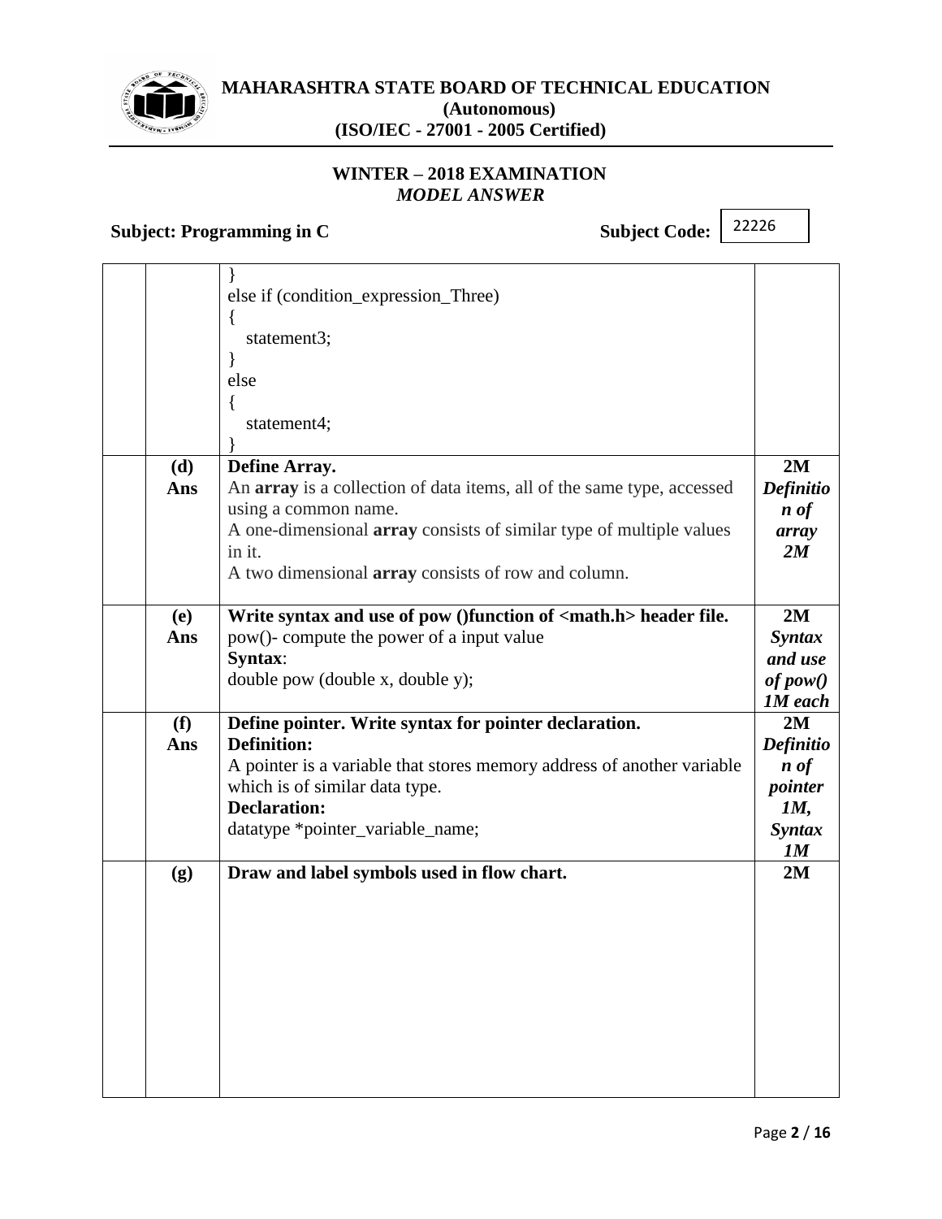| | | | |
|---|---|---|---|
| | | } <br> else if (condition_expression_Three) <br> { <br> statement3; <br> } <br> else <br> { <br> statement4; <br> } | |
| | **(d)** <br> **Ans** | **Define Array.** <br> An **array** is a collection of data items, all of the same type, accessed using a common name. <br> A one-dimensional **array** consists of similar type of multiple values in it. <br> A two dimensional **array** consists of row and column. | **2M** <br> ***Definition of array 2M*** |
| | **(e)** <br> **Ans** | **Write syntax and use of pow ()function of <math.h> header file.** <br> pow()- compute the power of a input value <br> **Syntax**: <br> double pow (double x, double y); | **2M** <br> ***Syntax and use of pow() 1M each*** |
| | **(f)** <br> **Ans** | **Define pointer. Write syntax for pointer declaration.** <br> **Definition:** <br> A pointer is a variable that stores memory address of another variable which is of similar data type. <br> **Declaration:** <br> datatype *pointer_variable_name; | **2M** <br> ***Definition of pointer 1M, Syntax 1M*** |
| | **(g)** | **Draw and label symbols used in flow chart.** | **2M** |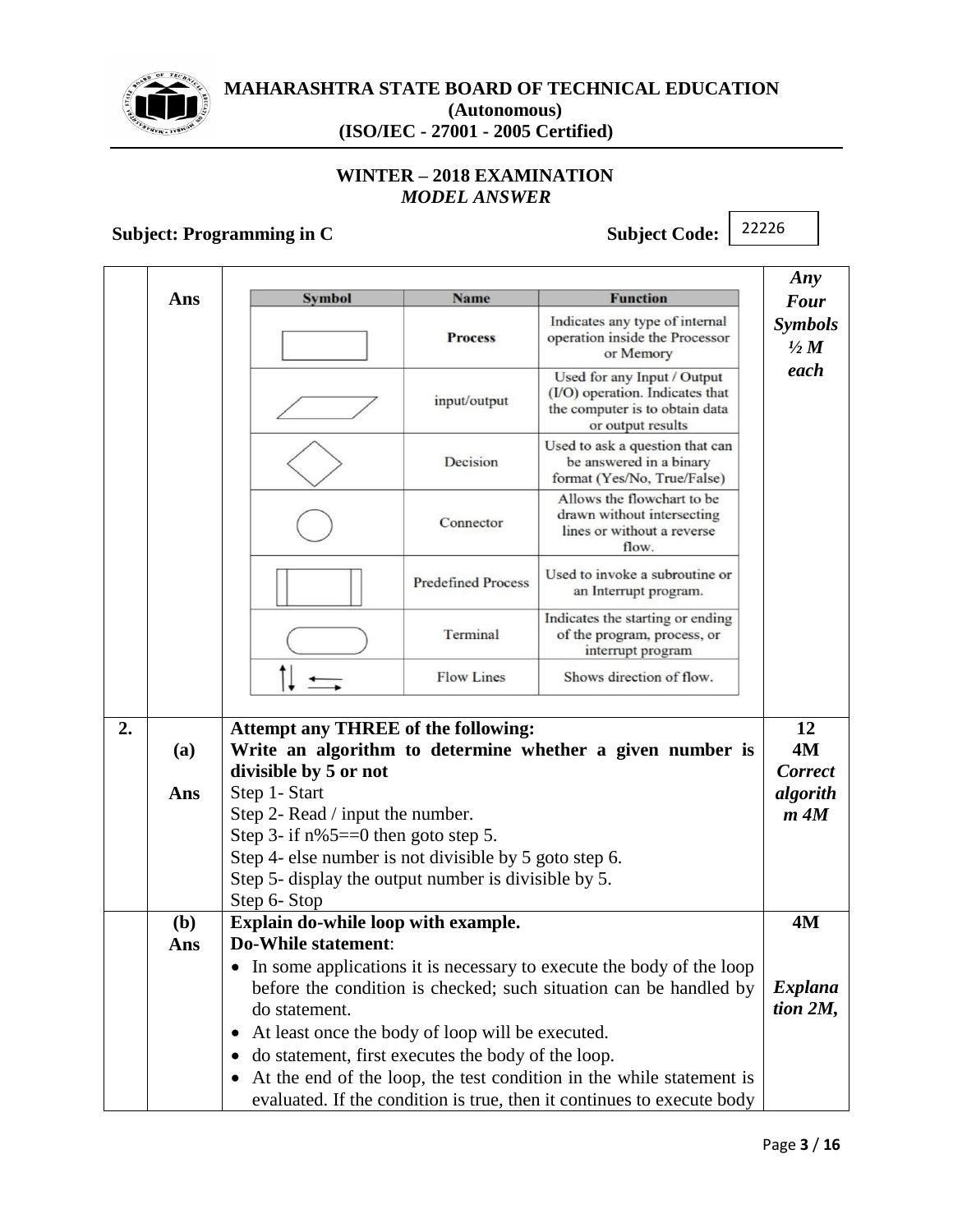| | | | |
|---|---|---|---|
| | Ans | | *Any Four Symbols ½ M each* |

| Symbol | Name | Function |
|---|---|---|
| (rectangle) | **Process** | Indicates any type of internal operation inside the Processor or Memory |
| (parallelogram) | input/output | Used for any Input / Output (I/O) operation. Indicates that the computer is to obtain data or output results |
| (diamond) | Decision | Used to ask a question that can be answered in a binary format (Yes/No, True/False) |
| (circle) | Connector | Allows the flowchart to be drawn without intersecting lines or without a reverse flow. |
| (rectangle with double side lines) | Predefined Process | Used to invoke a subroutine or an Interrupt program. |
| (rounded rectangle) | Terminal | Indicates the starting or ending of the program, process, or interrupt program |
| (arrows) | Flow Lines | Shows direction of flow. |

**2.** **Attempt any THREE of the following:** — **12**

**(a) Write an algorithm to determine whether a given number is divisible by 5 or not** — **4M**

**Ans** — *Correct algorithm 4M*

Step 1- Start
Step 2- Read / input the number.
Step 3- if n%5==0 then goto step 5.
Step 4- else number is not divisible by 5 goto step 6.
Step 5- display the output number is divisible by 5.
Step 6- Stop

**(b) Explain do-while loop with example.** — **4M**

**Ans** — *Explanation 2M,*

**Do-While statement**:

- In some applications it is necessary to execute the body of the loop before the condition is checked; such situation can be handled by do statement.
- At least once the body of loop will be executed.
- do statement, first executes the body of the loop.
- At the end of the loop, the test condition in the while statement is evaluated. If the condition is true, then it continues to execute body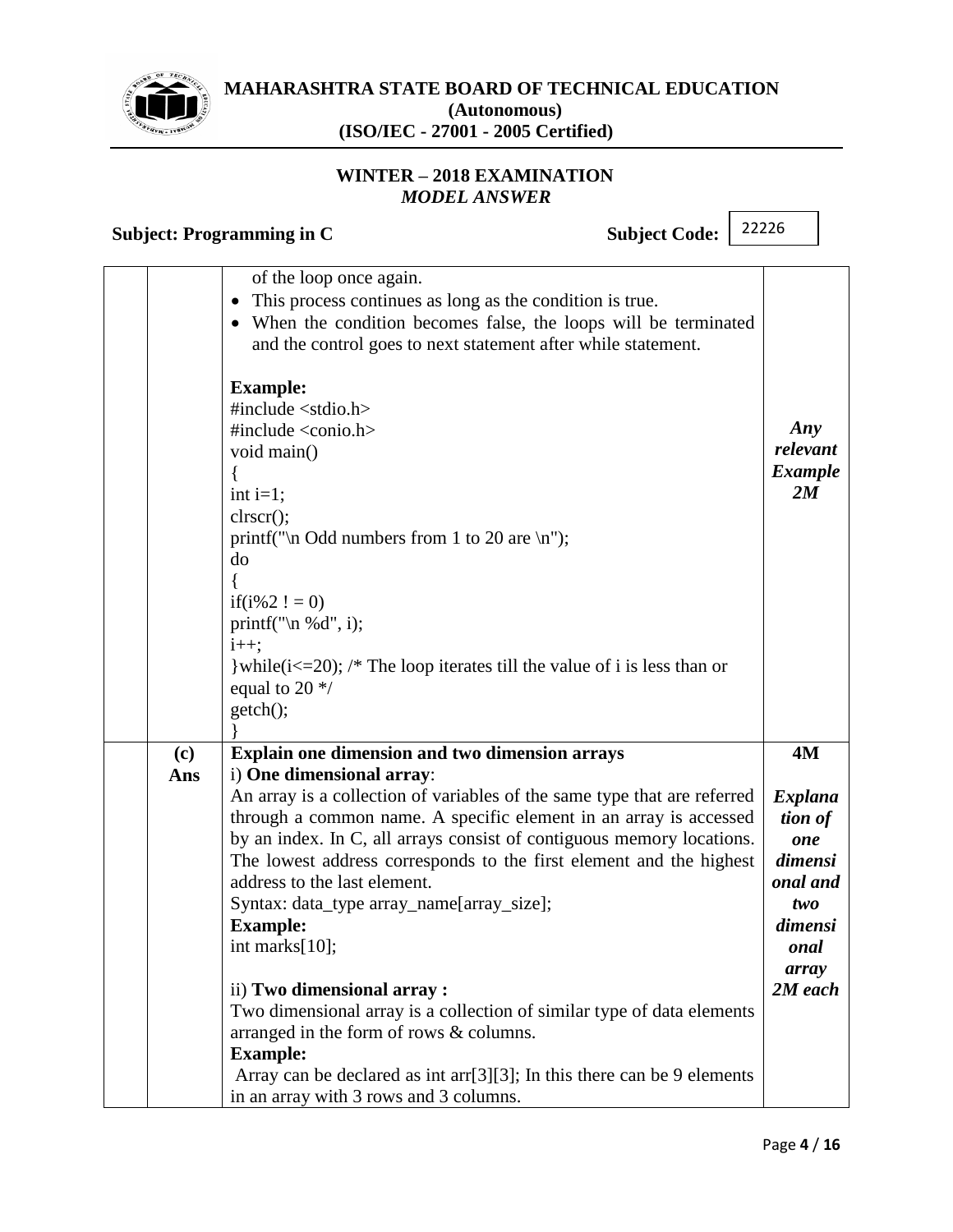| | | | |
|---|---|---|---|
| | | of the loop once again.<br>• This process continues as long as the condition is true.<br>• When the condition becomes false, the loops will be terminated and the control goes to next statement after while statement.<br><br>**Example:**<br>#include <stdio.h><br>#include <conio.h><br>void main()<br>{<br>int i=1;<br>clrscr();<br>printf("\n Odd numbers from 1 to 20 are \n");<br>do<br>{<br>if(i%2 ! = 0)<br>printf("\n %d", i);<br>i++;<br>}while(i<=20); /* The loop iterates till the value of i is less than or equal to 20 */<br>getch();<br>} | ***Any relevant Example 2M*** |
| | **(c)**<br>**Ans** | **Explain one dimension and two dimension arrays**<br>i) **One dimensional array**:<br>An array is a collection of variables of the same type that are referred through a common name. A specific element in an array is accessed by an index. In C, all arrays consist of contiguous memory locations. The lowest address corresponds to the first element and the highest address to the last element.<br>Syntax: data_type array_name[array_size];<br>**Example:**<br>int marks[10];<br><br>ii) **Two dimensional array :**<br>Two dimensional array is a collection of similar type of data elements arranged in the form of rows & columns.<br>**Example:**<br>Array can be declared as int arr[3][3]; In this there can be 9 elements in an array with 3 rows and 3 columns. | **4M**<br><br>***Explanation of one dimensional and two dimensional array 2M each*** |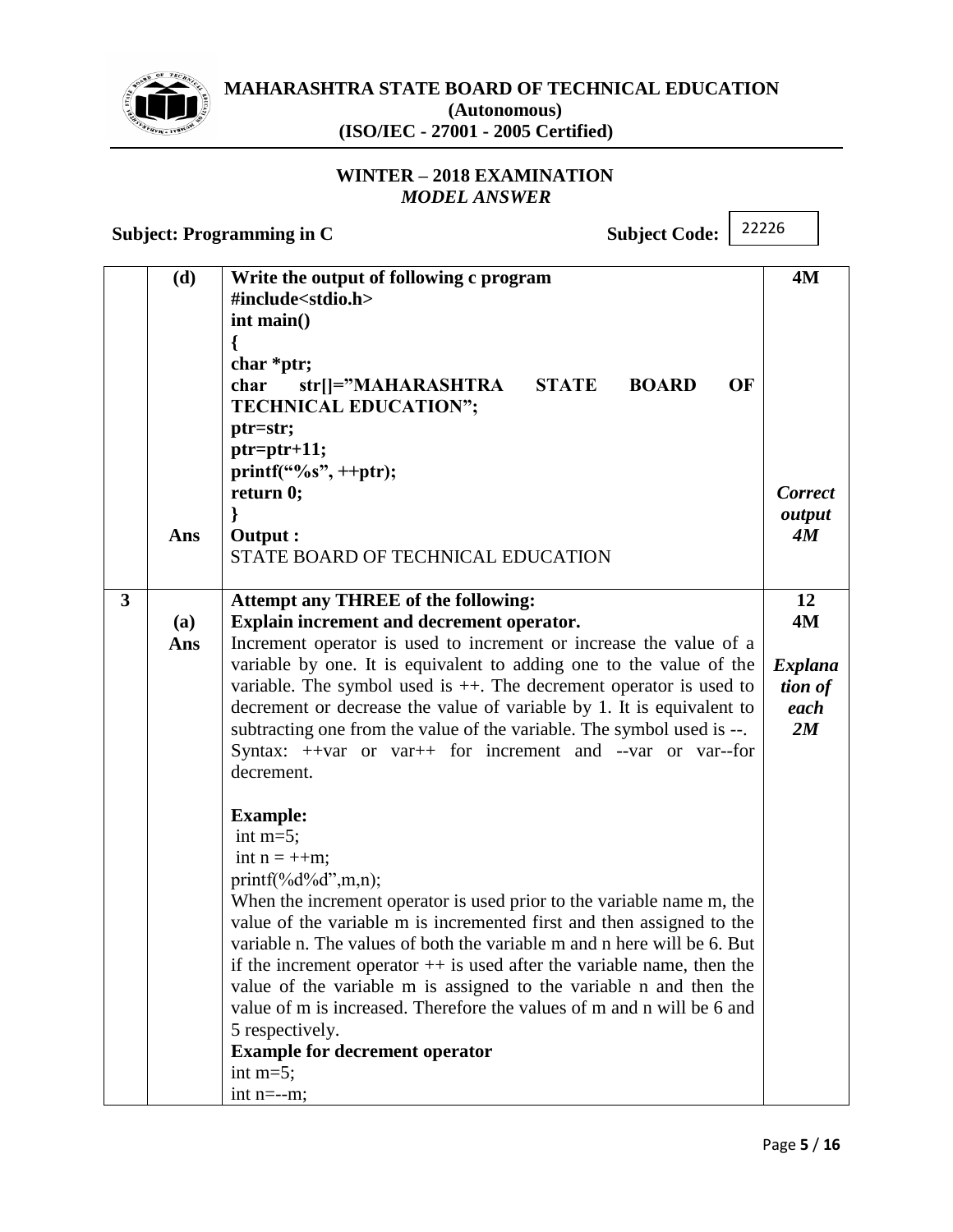**MAHARASHTRA STATE BOARD OF TECHNICAL EDUCATION**
**(Autonomous)**
**(ISO/IEC - 27001 - 2005 Certified)**

**WINTER – 2018 EXAMINATION**
***MODEL ANSWER***

**Subject: Programming in C** **Subject Code: 22226**

---

**(d) Write the output of following c program** — **4M**

```
#include<stdio.h>
int main()
{
char *ptr;
char   str[]="MAHARASHTRA   STATE   BOARD   OF
TECHNICAL EDUCATION";
ptr=str;
ptr=ptr+11;
printf("%s", ++ptr);
return 0;
}
```

**Ans** **Output :**

STATE BOARD OF TECHNICAL EDUCATION

*Correct output 4M*

---

**3** **Attempt any THREE of the following:** — **12**

**(a) Explain increment and decrement operator.** — **4M**

**Ans** Increment operator is used to increment or increase the value of a variable by one. It is equivalent to adding one to the value of the variable. The symbol used is ++. The decrement operator is used to decrement or decrease the value of variable by 1. It is equivalent to subtracting one from the value of the variable. The symbol used is --. Syntax: ++var or var++ for increment and --var or var--for decrement.

*Explanation of each 2M*

**Example:**

```
int m=5;
int n = ++m;
printf(%d%d",m,n);
```

When the increment operator is used prior to the variable name m, the value of the variable m is incremented first and then assigned to the variable n. The values of both the variable m and n here will be 6. But if the increment operator ++ is used after the variable name, then the value of the variable m is assigned to the variable n and then the value of m is increased. Therefore the values of m and n will be 6 and 5 respectively.

**Example for decrement operator**

```
int m=5;
int n=--m;
```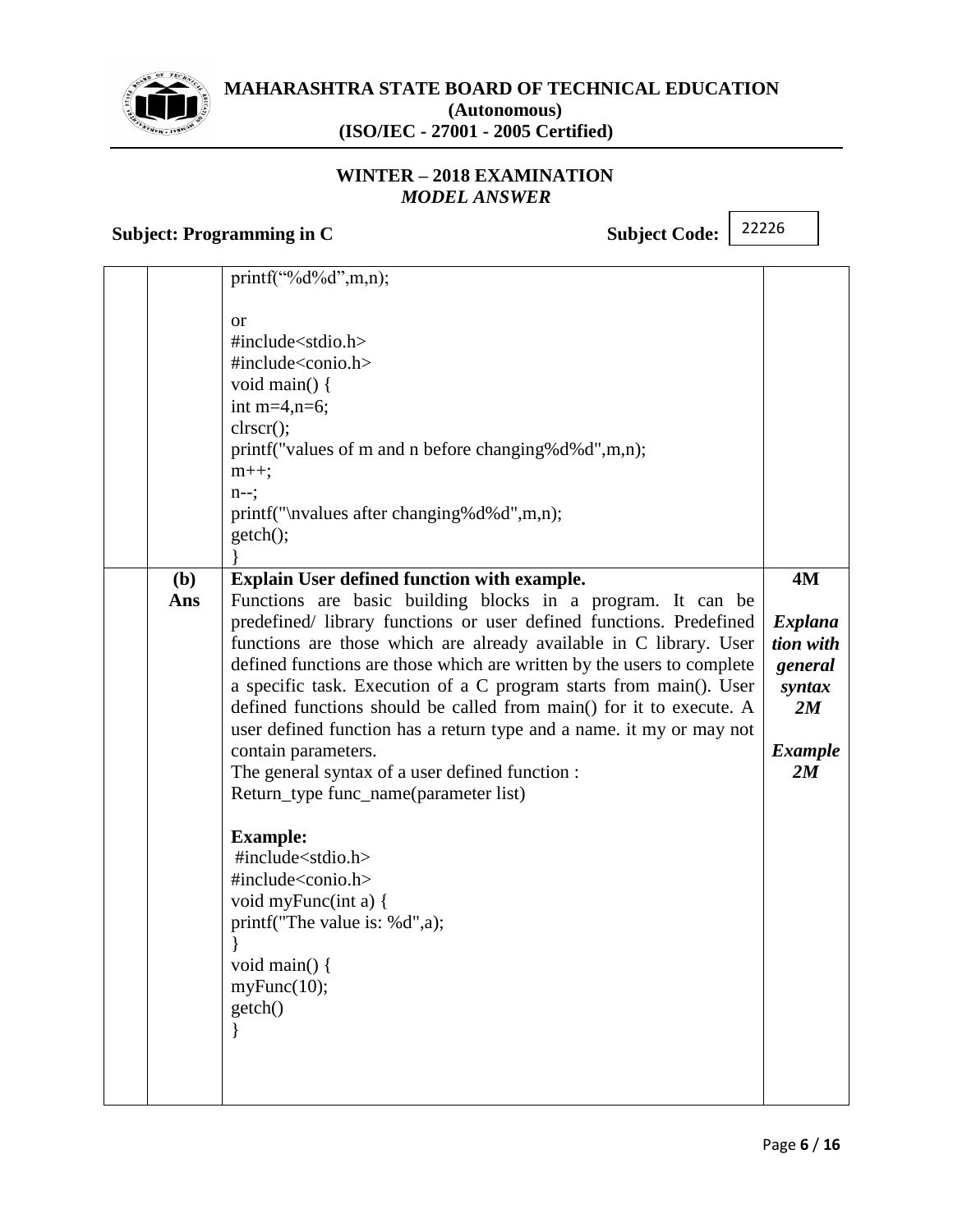```
printf("%d%d",m,n);
```

or

```
#include<stdio.h>
#include<conio.h>
void main() {
int m=4,n=6;
clrscr();
printf("values of m and n before changing%d%d",m,n);
m++;
n--;
printf("\nvalues after changing%d%d",m,n);
getch();
}
```

| | | | |
|---|---|---|---|
| | **(b)** | **Explain User defined function with example.** | **4M** |
| | **Ans** | Functions are basic building blocks in a program. It can be predefined/ library functions or user defined functions. Predefined functions are those which are already available in C library. User defined functions are those which are written by the users to complete a specific task. Execution of a C program starts from main(). User defined functions should be called from main() for it to execute. A user defined function has a return type and a name. it my or may not contain parameters. The general syntax of a user defined function : Return_type func_name(parameter list) | ***Explanation with general syntax 2M*** ***Example 2M*** |

**Example:**

```
#include<stdio.h>
#include<conio.h>
void myFunc(int a) {
printf("The value is: %d",a);
}
void main() {
myFunc(10);
getch()
}
```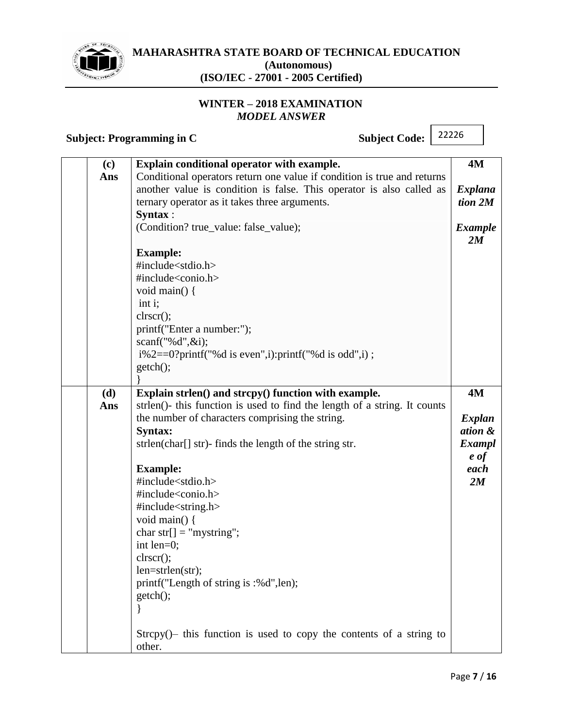**MAHARASHTRA STATE BOARD OF TECHNICAL EDUCATION**
**(Autonomous)**
**(ISO/IEC - 27001 - 2005 Certified)**

**WINTER – 2018 EXAMINATION**
***MODEL ANSWER***

**Subject: Programming in C** **Subject Code:** 22226

| | | | |
|---|---|---|---|
| | **(c)** **Ans** | **Explain conditional operator with example.**<br>Conditional operators return one value if condition is true and returns another value is condition is false. This operator is also called as ternary operator as it takes three arguments.<br>**Syntax** :<br>(Condition? true_value: false_value);<br><br>**Example:**<br>#include<stdio.h><br>#include<conio.h><br>void main() {<br> int i;<br>clrscr();<br>printf("Enter a number:");<br>scanf("%d",&i);<br> i%2==0?printf("%d is even",i):printf("%d is odd",i) ;<br>getch();<br>} | **4M**<br><br>***Explanation 2M***<br><br>***Example 2M*** |
| | **(d)** **Ans** | **Explain strlen() and strcpy() function with example.**<br>strlen()- this function is used to find the length of a string. It counts the number of characters comprising the string.<br>**Syntax:**<br>strlen(char[] str)- finds the length of the string str.<br><br>**Example:**<br>#include<stdio.h><br>#include<conio.h><br>#include<string.h><br>void main() {<br>char str[] = "mystring";<br>int len=0;<br>clrscr();<br>len=strlen(str);<br>printf("Length of string is :%d",len);<br>getch();<br>}<br><br>Strcpy()– this function is used to copy the contents of a string to other. | **4M**<br><br>***Explanation & Example of each 2M*** |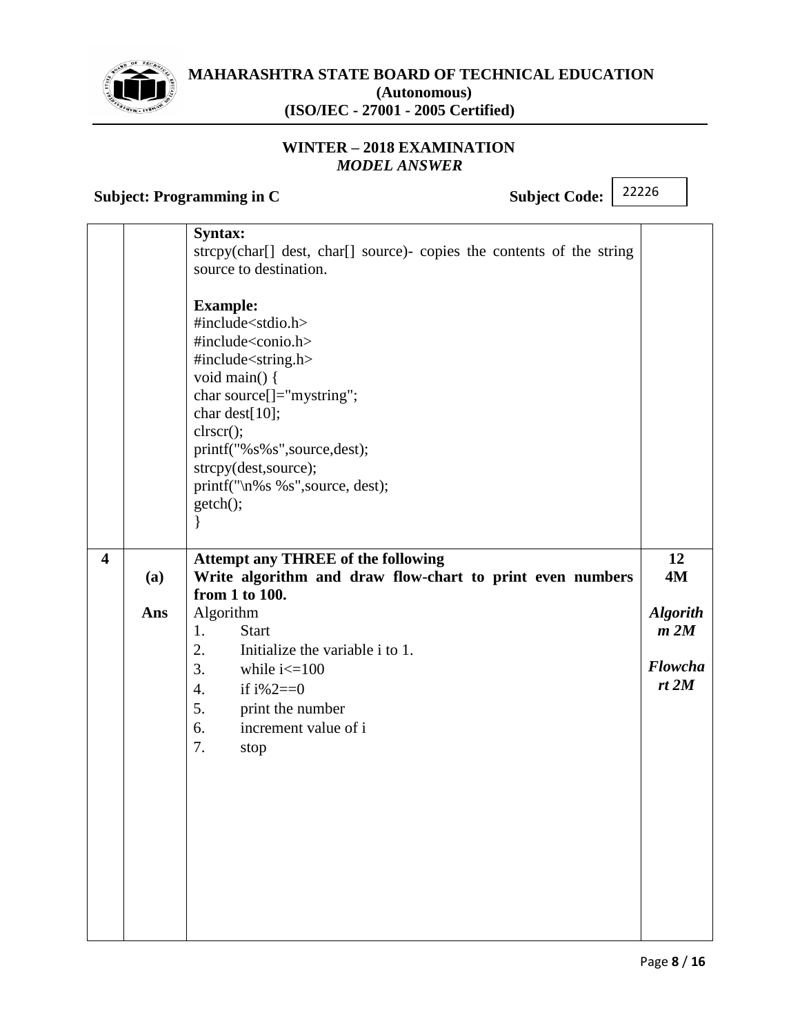# MAHARASHTRA STATE BOARD OF TECHNICAL EDUCATION
**(Autonomous)**
**(ISO/IEC - 27001 - 2005 Certified)**

**WINTER – 2018 EXAMINATION**
***MODEL ANSWER***

**Subject: Programming in C** **Subject Code:** 22226

**Syntax:**
strcpy(char[] dest, char[] source)- copies the contents of the string source to destination.

**Example:**

```
#include<stdio.h>
#include<conio.h>
#include<string.h>
void main() {
char source[]="mystring";
char dest[10];
clrscr();
printf("%s%s",source,dest);
strcpy(dest,source);
printf("\n%s %s",source, dest);
getch();
}
```

**4** **Attempt any THREE of the following** **12**

**(a)** **Write algorithm and draw flow-chart to print even numbers from 1 to 100.** **4M**

**Ans** Algorithm

*Algorithm 2M*
*Flowchart 2M*

1. Start
2. Initialize the variable i to 1.
3. while i<=100
4. if i%2==0
5. print the number
6. increment value of i
7. stop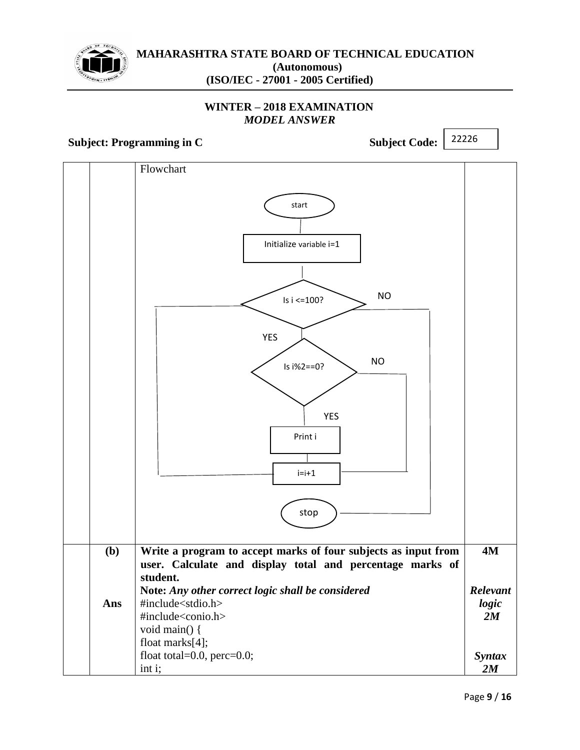Flowchart

start

Initialize variable i=1

Is i <=100? — NO → stop

YES

Is i%2==0? — NO → i=i+1

YES

Print i

i=i+1 → back to "Is i <=100?"

stop

| | | |
|---|---|---|
| **(b)** | **Write a program to accept marks of four subjects as input from user. Calculate and display total and percentage marks of student.** | **4M** |
| | **Note:** *Any other correct logic shall be considered* | ***Relevant logic 2M*** |
| **Ans** | See code below | ***Syntax 2M*** |

```
#include<stdio.h>
#include<conio.h>
void main() {
float marks[4];
float total=0.0, perc=0.0;
int i;
```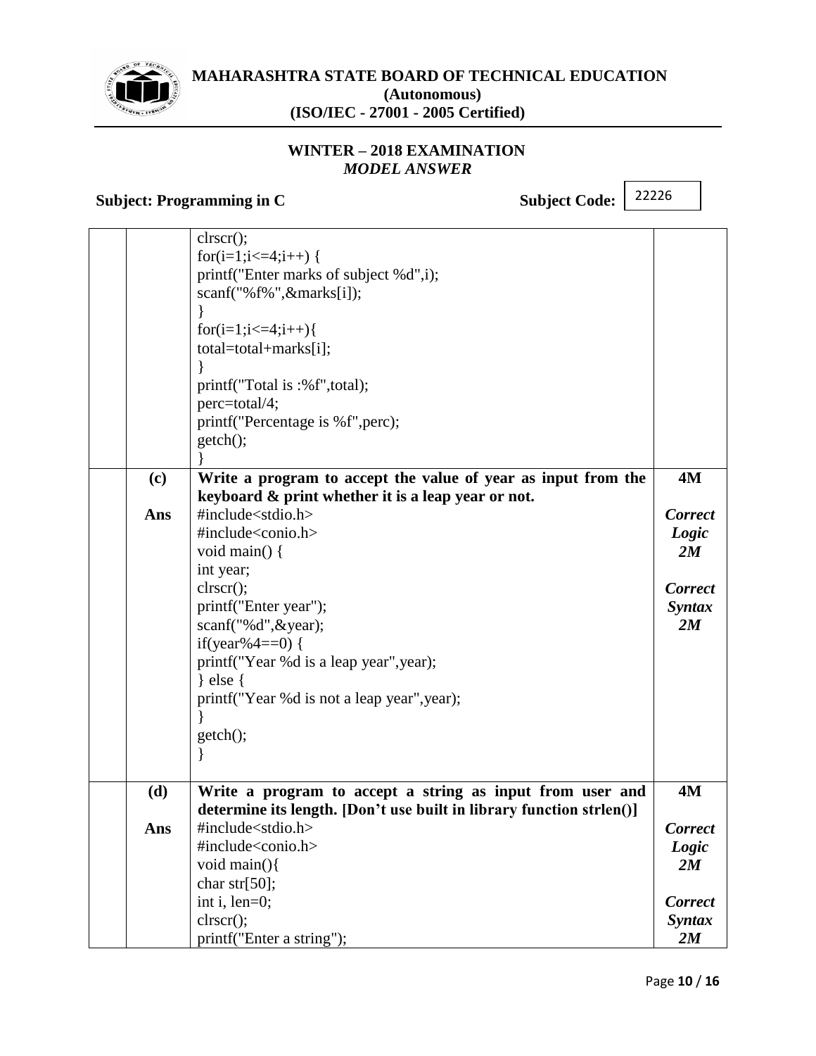# MAHARASHTRA STATE BOARD OF TECHNICAL EDUCATION
**(Autonomous)**
**(ISO/IEC - 27001 - 2005 Certified)**

**WINTER – 2018 EXAMINATION**
***MODEL ANSWER***

**Subject: Programming in C** **Subject Code:** 22226

```
clrscr();
for(i=1;i<=4;i++) {
printf("Enter marks of subject %d",i);
scanf("%f%",&marks[i]);
}
for(i=1;i<=4;i++){
total=total+marks[i];
}
printf("Total is :%f",total);
perc=total/4;
printf("Percentage is %f",perc);
getch();
}
```

**(c)** **Write a program to accept the value of year as input from the keyboard & print whether it is a leap year or not.** — **4M**

**Ans** (*Correct Logic 2M*, *Correct Syntax 2M*)

```
#include<stdio.h>
#include<conio.h>
void main() {
int year;
clrscr();
printf("Enter year");
scanf("%d",&year);
if(year%4==0) {
printf("Year %d is a leap year",year);
} else {
printf("Year %d is not a leap year",year);
}
getch();
}
```

**(d)** **Write a program to accept a string as input from user and determine its length. [Don't use built in library function strlen()]** — **4M**

**Ans** (*Correct Logic 2M*, *Correct Syntax 2M*)

```
#include<stdio.h>
#include<conio.h>
void main(){
char str[50];
int i, len=0;
clrscr();
printf("Enter a string");
```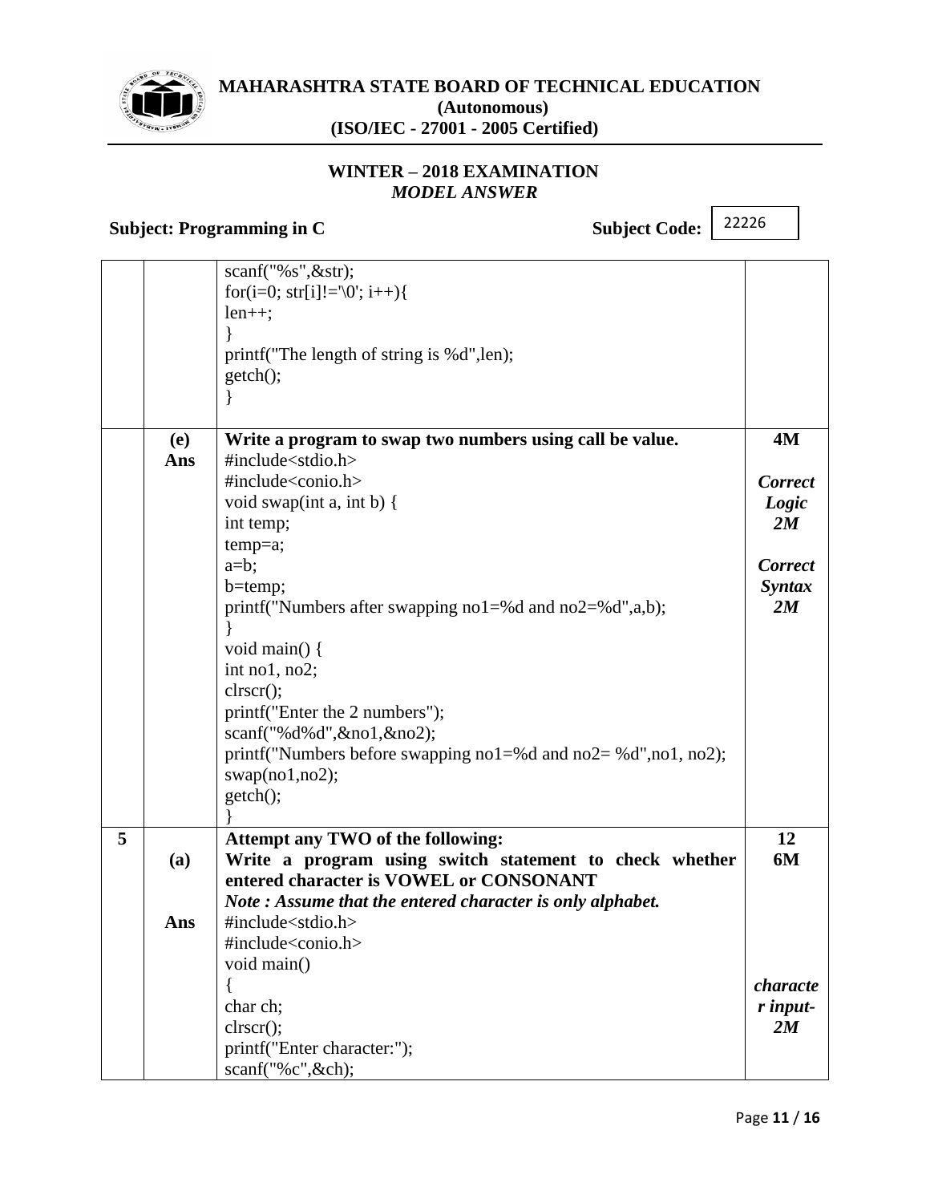| | | | |
|---|---|---|---|
| | | `scanf("%s",&str);`<br>`for(i=0; str[i]!='\0'; i++){`<br>`len++;`<br>`}`<br>`printf("The length of string is %d",len);`<br>`getch();`<br>`}` | |
| | **(e)**<br>**Ans** | **Write a program to swap two numbers using call be value.**<br>`#include<stdio.h>`<br>`#include<conio.h>`<br>`void swap(int a, int b) {`<br>`int temp;`<br>`temp=a;`<br>`a=b;`<br>`b=temp;`<br>`printf("Numbers after swapping no1=%d and no2=%d",a,b);`<br>`}`<br>`void main() {`<br>`int no1, no2;`<br>`clrscr();`<br>`printf("Enter the 2 numbers");`<br>`scanf("%d%d",&no1,&no2);`<br>`printf("Numbers before swapping no1=%d and no2= %d",no1, no2);`<br>`swap(no1,no2);`<br>`getch();`<br>`}` | **4M**<br><br>***Correct Logic 2M***<br><br>***Correct Syntax 2M*** |
| **5** | <br>**(a)**<br><br><br>**Ans** | **Attempt any TWO of the following:**<br>**Write a program using switch statement to check whether entered character is VOWEL or CONSONANT**<br>***Note : Assume that the entered character is only alphabet.***<br>`#include<stdio.h>`<br>`#include<conio.h>`<br>`void main()`<br>`{`<br>`char ch;`<br>`clrscr();`<br>`printf("Enter character:");`<br>`scanf("%c",&ch);` | **12**<br>**6M**<br><br><br><br><br><br>***character input- 2M*** |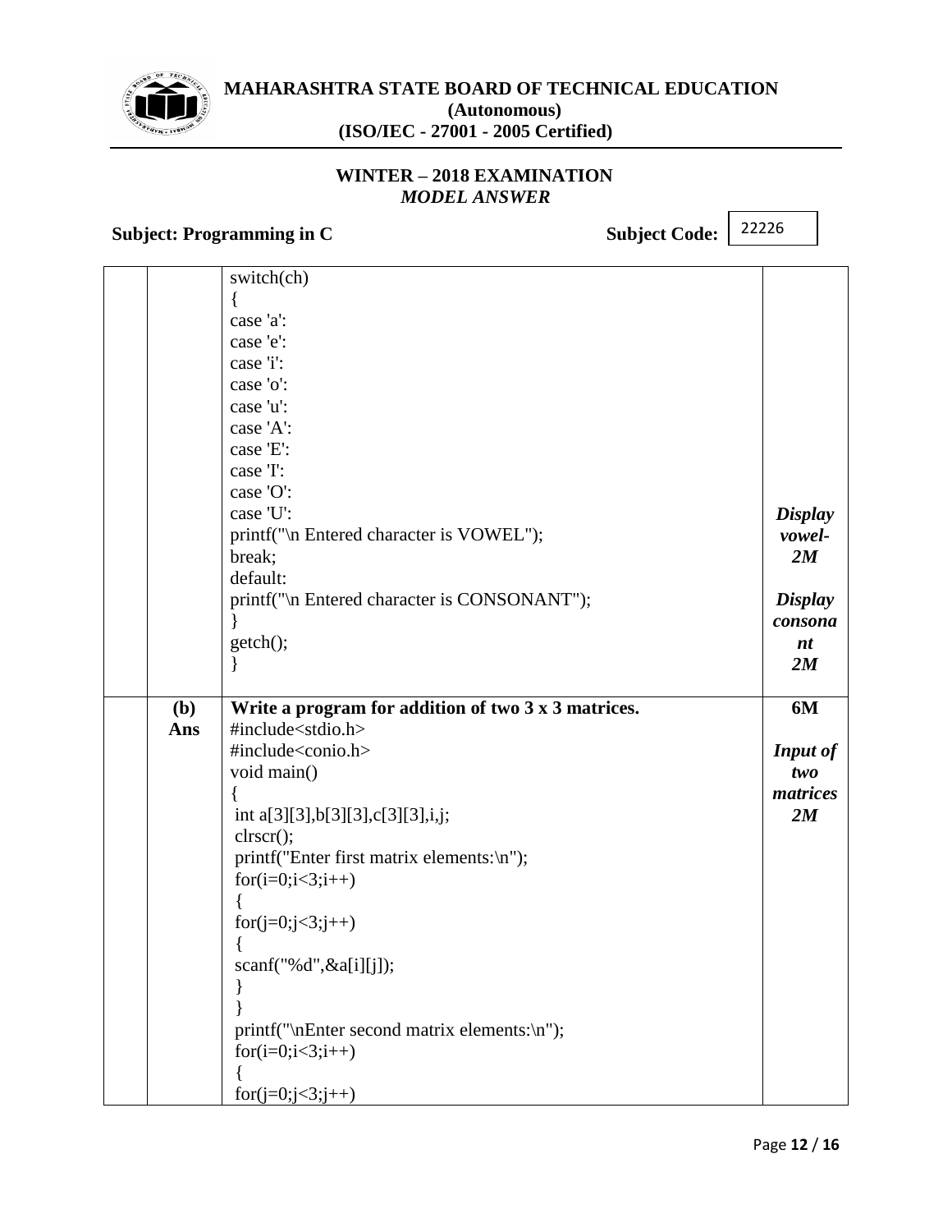| | | | |
|---|---|---|---|
| | | switch(ch)<br>{<br>case 'a':<br>case 'e':<br>case 'i':<br>case 'o':<br>case 'u':<br>case 'A':<br>case 'E':<br>case 'I':<br>case 'O':<br>case 'U':<br>printf("\n Entered character is VOWEL");<br>break;<br>default:<br>printf("\n Entered character is CONSONANT");<br>}<br>getch();<br>} | ***Display vowel- 2M***<br><br>***Display consonant 2M*** |
| | **(b)**<br>**Ans** | **Write a program for addition of two 3 x 3 matrices.**<br>#include<stdio.h><br>#include<conio.h><br>void main()<br>{<br>int a[3][3],b[3][3],c[3][3],i,j;<br>clrscr();<br>printf("Enter first matrix elements:\n");<br>for(i=0;i<3;i++)<br>{<br>for(j=0;j<3;j++)<br>{<br>scanf("%d",&a[i][j]);<br>}<br>}<br>printf("\nEnter second matrix elements:\n");<br>for(i=0;i<3;i++)<br>{<br>for(j=0;j<3;j++) | **6M**<br><br>***Input of two matrices 2M*** |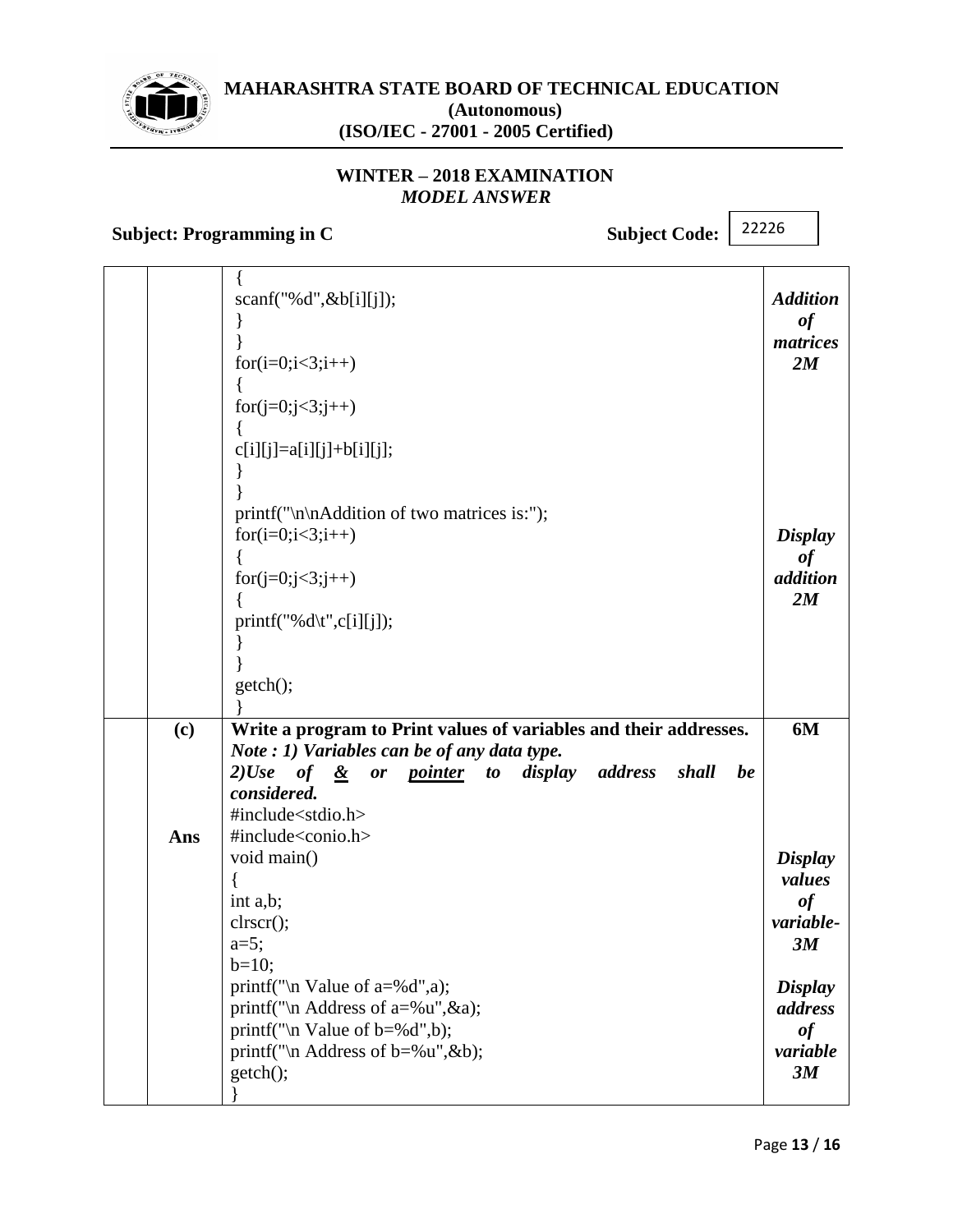| | | | |
|---|---|---|---|
| | | `{`<br>`scanf("%d",&b[i][j]);`<br>`}`<br>`}`<br>`for(i=0;i<3;i++)`<br>`{`<br>`for(j=0;j<3;j++)`<br>`{`<br>`c[i][j]=a[i][j]+b[i][j];`<br>`}`<br>`}`<br>`printf("\n\nAddition of two matrices is:");`<br>`for(i=0;i<3;i++)`<br>`{`<br>`for(j=0;j<3;j++)`<br>`{`<br>`printf("%d\t",c[i][j]);`<br>`}`<br>`}`<br>`getch();`<br>`}` | ***Addition of matrices 2M***<br><br>***Display of addition 2M*** |
| | **(c)** | **Write a program to Print values of variables and their addresses.**<br>***Note : 1) Variables can be of any data type.***<br>***2)Use of <u>&</u> or <u>pointer</u> to display address shall be considered.*** | **6M** |
| | **Ans** | `#include<stdio.h>`<br>`#include<conio.h>`<br>`void main()`<br>`{`<br>`int a,b;`<br>`clrscr();`<br>`a=5;`<br>`b=10;`<br>`printf("\n Value of a=%d",a);`<br>`printf("\n Address of a=%u",&a);`<br>`printf("\n Value of b=%d",b);`<br>`printf("\n Address of b=%u",&b);`<br>`getch();`<br>`}` | ***Display values of variable- 3M***<br><br>***Display address of variable 3M*** |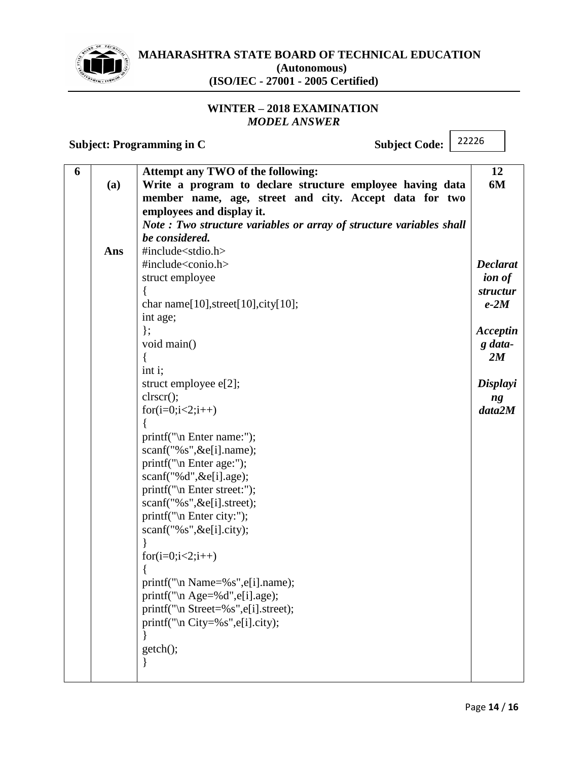| | | | |
|---|---|---|---|
| 6 | | **Attempt any TWO of the following:** | **12** |
| | **(a)** | **Write a program to declare structure employee having data member name, age, street and city. Accept data for two employees and display it.** *Note : Two structure variables or array of structure variables shall be considered.* | **6M** |
| | **Ans** | (see program below) | ***Declaration of structure-2M*** ***Accepting data-2M*** ***Displaying data2M*** |

```
#include<stdio.h>
#include<conio.h>
struct employee
{
char name[10],street[10],city[10];
int age;
};
void main()
{
int i;
struct employee e[2];
clrscr();
for(i=0;i<2;i++)
{
printf("\n Enter name:");
scanf("%s",&e[i].name);
printf("\n Enter age:");
scanf("%d",&e[i].age);
printf("\n Enter street:");
scanf("%s",&e[i].street);
printf("\n Enter city:");
scanf("%s",&e[i].city);
}
for(i=0;i<2;i++)
{
printf("\n Name=%s",e[i].name);
printf("\n Age=%d",e[i].age);
printf("\n Street=%s",e[i].street);
printf("\n City=%s",e[i].city);
}
getch();
}
```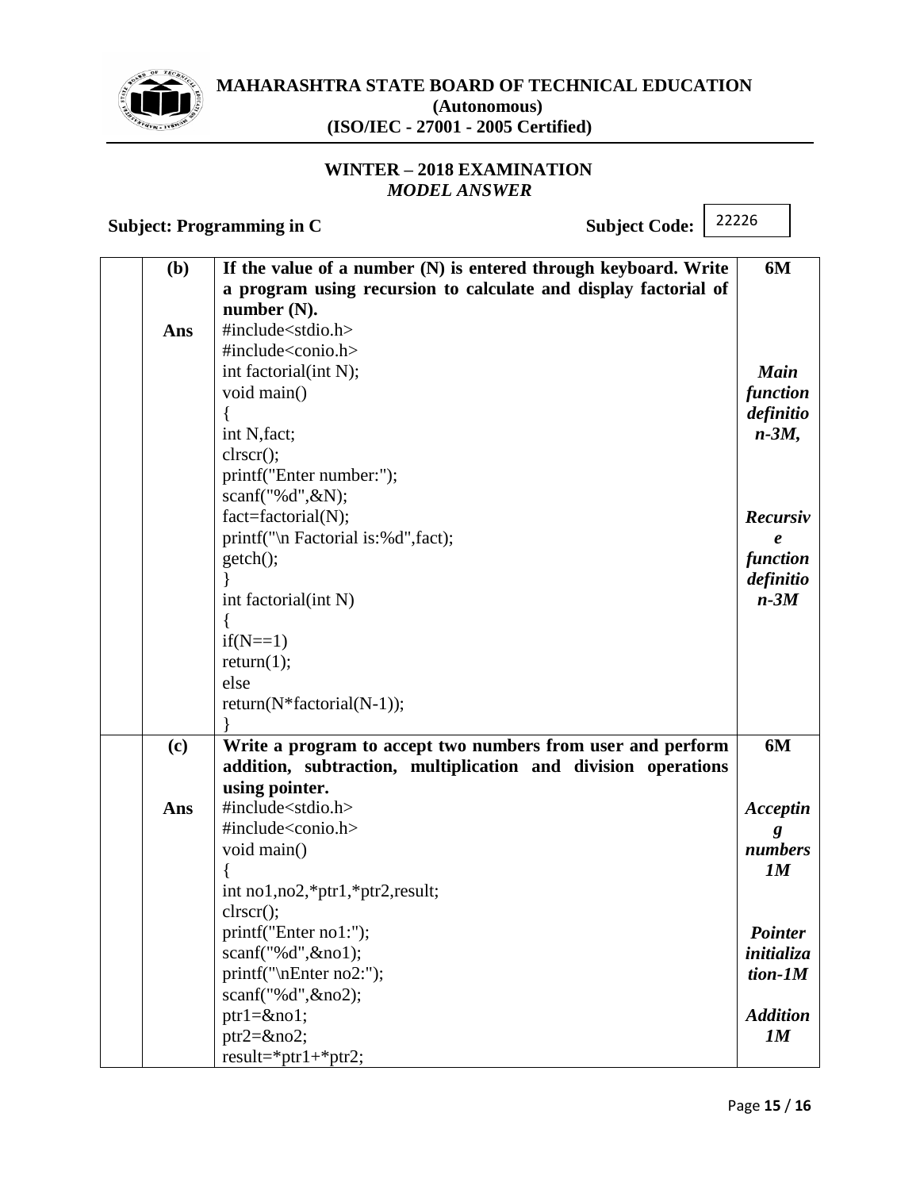| | | | |
|---|---|---|---|
| | **(b)** | **If the value of a number (N) is entered through keyboard. Write a program using recursion to calculate and display factorial of number (N).** | **6M** |
| | **Ans** | `#include<stdio.h>`<br>`#include<conio.h>`<br>`int factorial(int N);`<br>`void main()`<br>`{`<br>`int N,fact;`<br>`clrscr();`<br>`printf("Enter number:");`<br>`scanf("%d",&N);`<br>`fact=factorial(N);`<br>`printf("\n Factorial is:%d",fact);`<br>`getch();`<br>`}`<br>`int factorial(int N)`<br>`{`<br>`if(N==1)`<br>`return(1);`<br>`else`<br>`return(N*factorial(N-1));`<br>`}` | ***Main function definition-3M,***<br><br>***Recursive function definition-3M*** |
| | **(c)** | **Write a program to accept two numbers from user and perform addition, subtraction, multiplication and division operations using pointer.** | **6M** |
| | **Ans** | `#include<stdio.h>`<br>`#include<conio.h>`<br>`void main()`<br>`{`<br>`int no1,no2,*ptr1,*ptr2,result;`<br>`clrscr();`<br>`printf("Enter no1:");`<br>`scanf("%d",&no1);`<br>`printf("\nEnter no2:");`<br>`scanf("%d",&no2);`<br>`ptr1=&no1;`<br>`ptr2=&no2;`<br>`result=*ptr1+*ptr2;` | ***Accepting numbers 1M***<br><br>***Pointer initialization-1M***<br><br>***Addition 1M*** |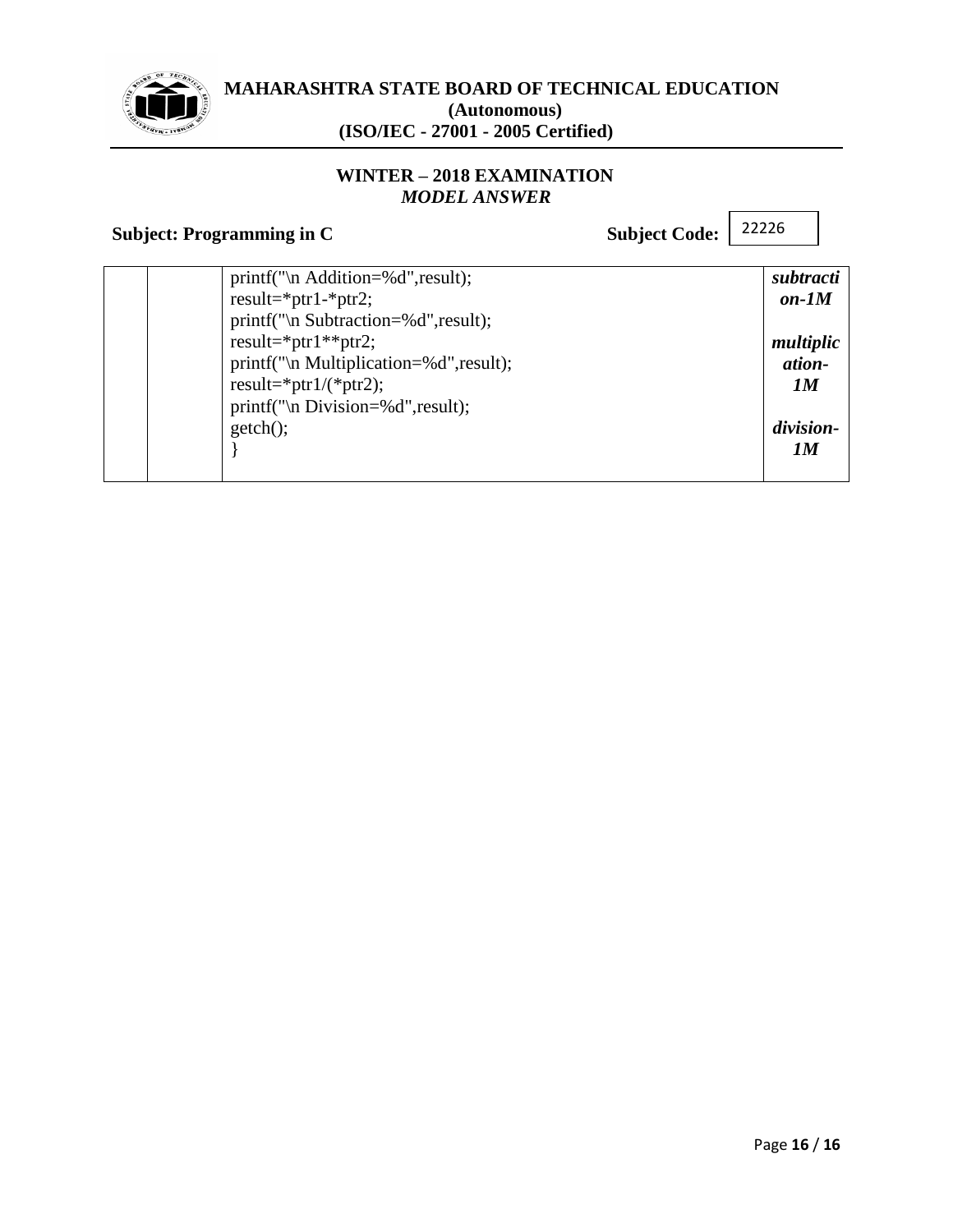| | | | |
|---|---|---|---|
| | | printf("\n Addition=%d",result);<br>result=*ptr1-*ptr2;<br>printf("\n Subtraction=%d",result);<br>result=*ptr1**ptr2;<br>printf("\n Multiplication=%d",result);<br>result=*ptr1/(*ptr2);<br>printf("\n Division=%d",result);<br>getch();<br>} | ***subtraction-1M***<br><br>***multiplication-1M***<br><br>***division-1M*** |